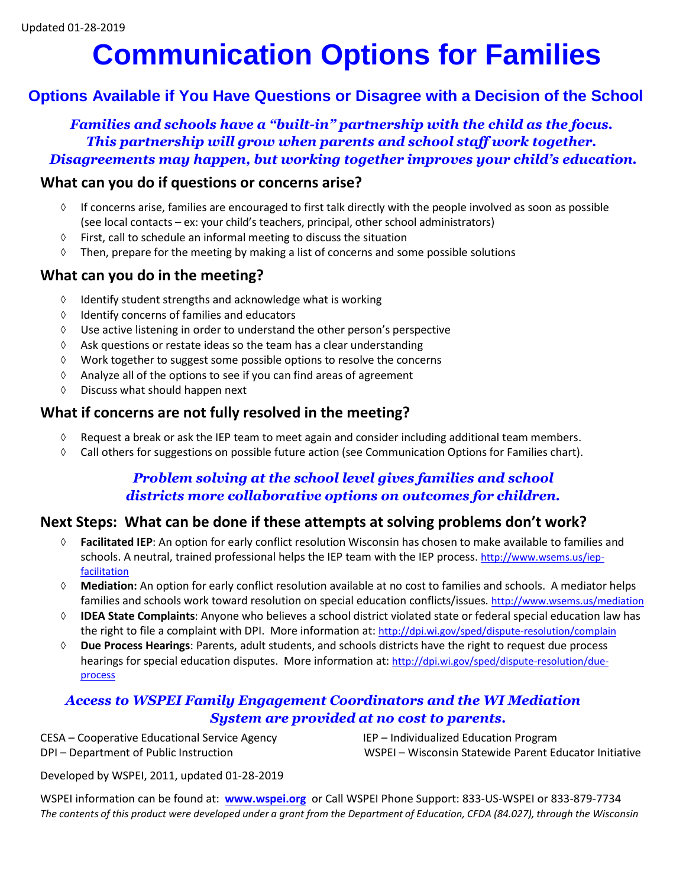Updated 01-28-2019

# Communication Options for Families

## Options Available if You Have Questions or Disagree with a Decision of the School

***Families and schools have a "built-in" partnership with the child as the focus. This partnership will grow when parents and school staff work together. Disagreements may happen, but working together improves your child's education.***

### What can you do if questions or concerns arise?

- If concerns arise, families are encouraged to first talk directly with the people involved as soon as possible (see local contacts – ex: your child's teachers, principal, other school administrators)
- First, call to schedule an informal meeting to discuss the situation
- Then, prepare for the meeting by making a list of concerns and some possible solutions

### What can you do in the meeting?

- Identify student strengths and acknowledge what is working
- Identify concerns of families and educators
- Use active listening in order to understand the other person's perspective
- Ask questions or restate ideas so the team has a clear understanding
- Work together to suggest some possible options to resolve the concerns
- Analyze all of the options to see if you can find areas of agreement
- Discuss what should happen next

### What if concerns are not fully resolved in the meeting?

- Request a break or ask the IEP team to meet again and consider including additional team members.
- Call others for suggestions on possible future action (see Communication Options for Families chart).

***Problem solving at the school level gives families and school districts more collaborative options on outcomes for children.***

### Next Steps: What can be done if these attempts at solving problems don't work?

- **Facilitated IEP**: An option for early conflict resolution Wisconsin has chosen to make available to families and schools. A neutral, trained professional helps the IEP team with the IEP process. http://www.wsems.us/iep-facilitation
- **Mediation:** An option for early conflict resolution available at no cost to families and schools. A mediator helps families and schools work toward resolution on special education conflicts/issues. http://www.wsems.us/mediation
- **IDEA State Complaints**: Anyone who believes a school district violated state or federal special education law has the right to file a complaint with DPI. More information at: http://dpi.wi.gov/sped/dispute-resolution/complain
- **Due Process Hearings**: Parents, adult students, and schools districts have the right to request due process hearings for special education disputes. More information at: http://dpi.wi.gov/sped/dispute-resolution/due-process

***Access to WSPEI Family Engagement Coordinators and the WI Mediation System are provided at no cost to parents.***

CESA – Cooperative Educational Service Agency
DPI – Department of Public Instruction
IEP – Individualized Education Program
WSPEI – Wisconsin Statewide Parent Educator Initiative

Developed by WSPEI, 2011, updated 01-28-2019

WSPEI information can be found at: **www.wspei.org** or Call WSPEI Phone Support: 833-US-WSPEI or 833-879-7734

*The contents of this product were developed under a grant from the Department of Education, CFDA (84.027), through the Wisconsin*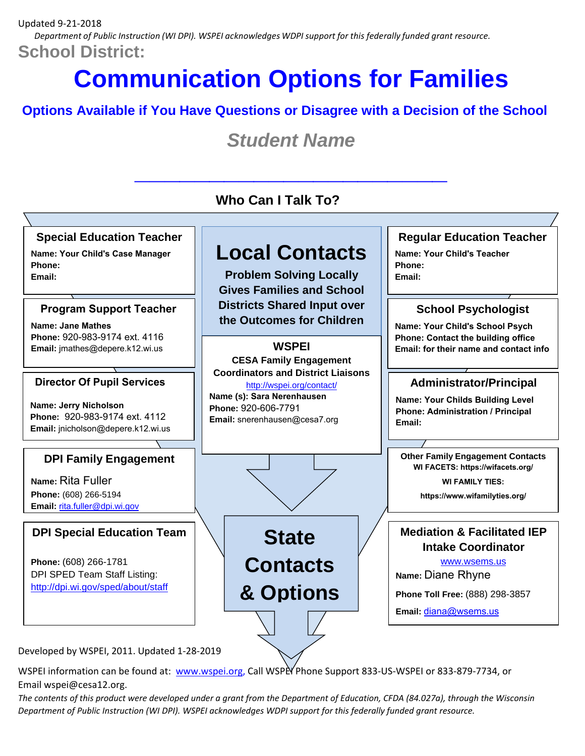Updated 9-21-2018

*Department of Public Instruction (WI DPI). WSPEI acknowledges WDPI support for this federally funded grant resource.*

**School District:**

# Communication Options for Families

## Options Available if You Have Questions or Disagree with a Decision of the School

***Student Name***

______________________________________

### Who Can I Talk To?

## Local Contacts

**Problem Solving Locally Gives Families and School Districts Shared Input over the Outcomes for Children**

### Special Education Teacher

**Name: Your Child's Case Manager**
**Phone:**
**Email:**

### Regular Education Teacher

**Name: Your Child's Teacher**
**Phone:**
**Email:**

### Program Support Teacher

**Name: Jane Mathes**
**Phone:** 920-983-9174 ext. 4116
**Email:** jmathes@depere.k12.wi.us

### School Psychologist

**Name: Your Child's School Psych**
**Phone: Contact the building office**
**Email: for their name and contact info**

### WSPEI

**CESA Family Engagement Coordinators and District Liaisons**

http://wspei.org/contact/

**Name (s): Sara Nerenhausen**
**Phone:** 920-606-7791
**Email:** snerenhausen@cesa7.org

### Director Of Pupil Services

**Name: Jerry Nicholson**
**Phone:** 920-983-9174 ext. 4112
**Email:** jnicholson@depere.k12.wi.us

### Administrator/Principal

**Name: Your Childs Building Level**
**Phone: Administration / Principal**
**Email:**

## State Contacts & Options

### DPI Family Engagement

**Name:** Rita Fuller
**Phone:** (608) 266-5194
**Email:** rita.fuller@dpi.wi.gov

### Other Family Engagement Contacts

**WI FACETS: https://wifacets.org/**

**WI FAMILY TIES:**

**https://www.wifamilyties.org/**

### DPI Special Education Team

**Phone:** (608) 266-1781
DPI SPED Team Staff Listing:
http://dpi.wi.gov/sped/about/staff

### Mediation & Facilitated IEP Intake Coordinator

www.wsems.us

**Name:** Diane Rhyne
**Phone Toll Free:** (888) 298-3857
**Email:** diana@wsems.us

Developed by WSPEI, 2011. Updated 1-28-2019

WSPEI information can be found at: www.wspei.org, Call WSPEI Phone Support 833-US-WSPEI or 833-879-7734, or Email wspei@cesa12.org.

*The contents of this product were developed under a grant from the Department of Education, CFDA (84.027a), through the Wisconsin Department of Public Instruction (WI DPI). WSPEI acknowledges WDPI support for this federally funded grant resource.*